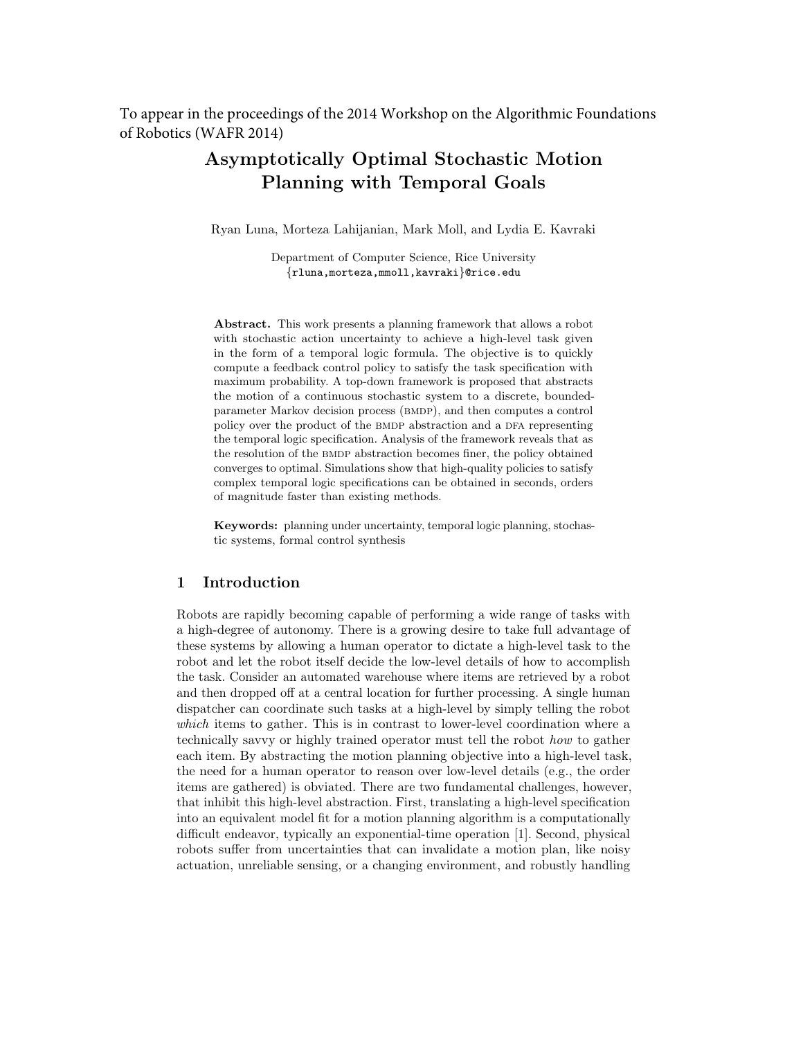To appear in the proceedings of the 2014 Workshop on the Algorithmic Foundations of Robotics (WAFR 2014)

# Asymptotically Optimal Stochastic Motion Planning with Temporal Goals

Ryan Luna, Morteza Lahijanian, Mark Moll, and Lydia E. Kavraki

Department of Computer Science, Rice University
{rluna,morteza,mmoll,kavraki}@rice.edu

**Abstract.** This work presents a planning framework that allows a robot with stochastic action uncertainty to achieve a high-level task given in the form of a temporal logic formula. The objective is to quickly compute a feedback control policy to satisfy the task specification with maximum probability. A top-down framework is proposed that abstracts the motion of a continuous stochastic system to a discrete, bounded-parameter Markov decision process (BMDP), and then computes a control policy over the product of the BMDP abstraction and a DFA representing the temporal logic specification. Analysis of the framework reveals that as the resolution of the BMDP abstraction becomes finer, the policy obtained converges to optimal. Simulations show that high-quality policies to satisfy complex temporal logic specifications can be obtained in seconds, orders of magnitude faster than existing methods.

**Keywords:** planning under uncertainty, temporal logic planning, stochastic systems, formal control synthesis

## 1 Introduction

Robots are rapidly becoming capable of performing a wide range of tasks with a high-degree of autonomy. There is a growing desire to take full advantage of these systems by allowing a human operator to dictate a high-level task to the robot and let the robot itself decide the low-level details of how to accomplish the task. Consider an automated warehouse where items are retrieved by a robot and then dropped off at a central location for further processing. A single human dispatcher can coordinate such tasks at a high-level by simply telling the robot *which* items to gather. This is in contrast to lower-level coordination where a technically savvy or highly trained operator must tell the robot *how* to gather each item. By abstracting the motion planning objective into a high-level task, the need for a human operator to reason over low-level details (e.g., the order items are gathered) is obviated. There are two fundamental challenges, however, that inhibit this high-level abstraction. First, translating a high-level specification into an equivalent model fit for a motion planning algorithm is a computationally difficult endeavor, typically an exponential-time operation [1]. Second, physical robots suffer from uncertainties that can invalidate a motion plan, like noisy actuation, unreliable sensing, or a changing environment, and robustly handling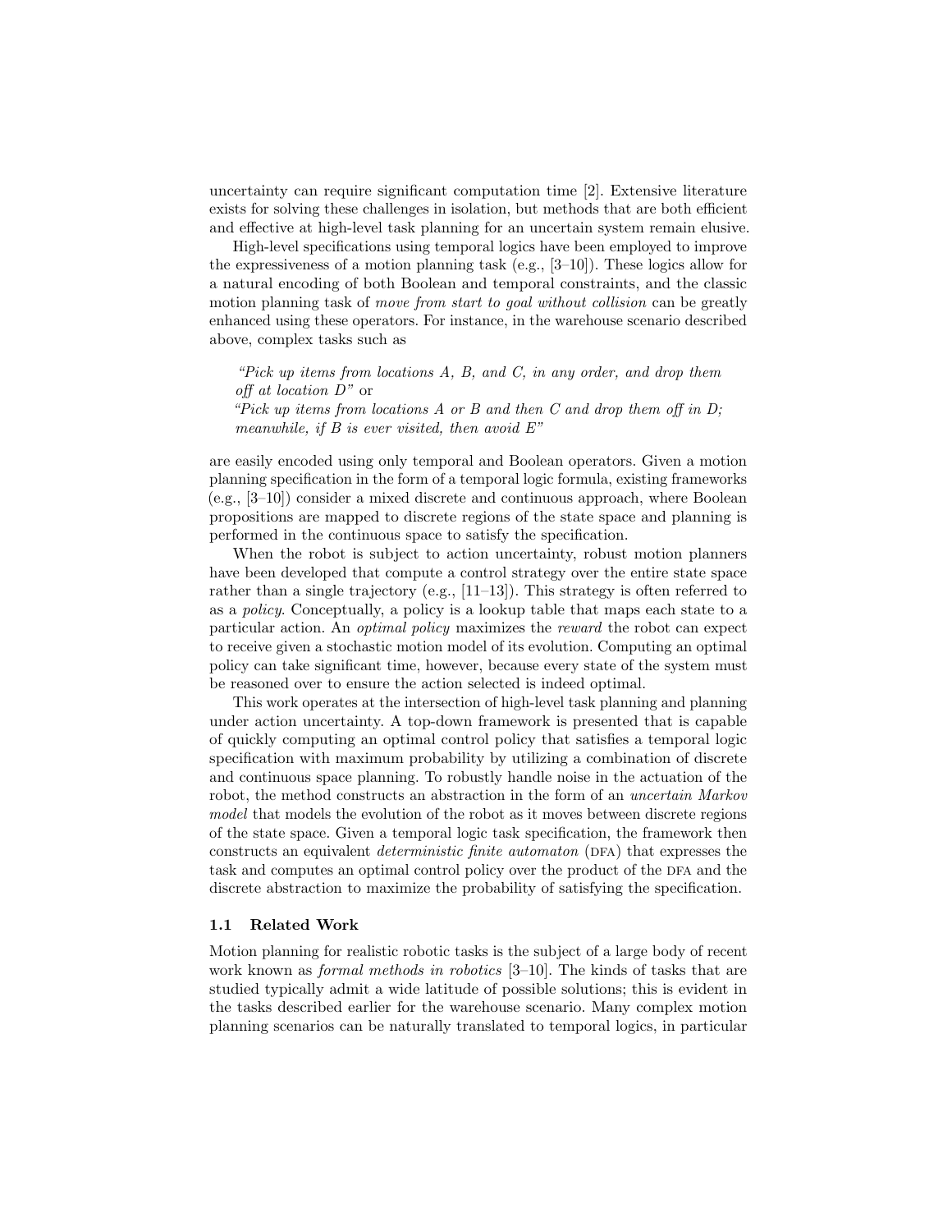uncertainty can require significant computation time [2]. Extensive literature exists for solving these challenges in isolation, but methods that are both efficient and effective at high-level task planning for an uncertain system remain elusive.

High-level specifications using temporal logics have been employed to improve the expressiveness of a motion planning task (e.g., [3–10]). These logics allow for a natural encoding of both Boolean and temporal constraints, and the classic motion planning task of *move from start to goal without collision* can be greatly enhanced using these operators. For instance, in the warehouse scenario described above, complex tasks such as

> *"Pick up items from locations A, B, and C, in any order, and drop them off at location D"* or
> *"Pick up items from locations A or B and then C and drop them off in D; meanwhile, if B is ever visited, then avoid E"*

are easily encoded using only temporal and Boolean operators. Given a motion planning specification in the form of a temporal logic formula, existing frameworks (e.g., [3–10]) consider a mixed discrete and continuous approach, where Boolean propositions are mapped to discrete regions of the state space and planning is performed in the continuous space to satisfy the specification.

When the robot is subject to action uncertainty, robust motion planners have been developed that compute a control strategy over the entire state space rather than a single trajectory (e.g., [11–13]). This strategy is often referred to as a *policy*. Conceptually, a policy is a lookup table that maps each state to a particular action. An *optimal policy* maximizes the *reward* the robot can expect to receive given a stochastic motion model of its evolution. Computing an optimal policy can take significant time, however, because every state of the system must be reasoned over to ensure the action selected is indeed optimal.

This work operates at the intersection of high-level task planning and planning under action uncertainty. A top-down framework is presented that is capable of quickly computing an optimal control policy that satisfies a temporal logic specification with maximum probability by utilizing a combination of discrete and continuous space planning. To robustly handle noise in the actuation of the robot, the method constructs an abstraction in the form of an *uncertain Markov model* that models the evolution of the robot as it moves between discrete regions of the state space. Given a temporal logic task specification, the framework then constructs an equivalent *deterministic finite automaton* (DFA) that expresses the task and computes an optimal control policy over the product of the DFA and the discrete abstraction to maximize the probability of satisfying the specification.

### 1.1 Related Work

Motion planning for realistic robotic tasks is the subject of a large body of recent work known as *formal methods in robotics* [3–10]. The kinds of tasks that are studied typically admit a wide latitude of possible solutions; this is evident in the tasks described earlier for the warehouse scenario. Many complex motion planning scenarios can be naturally translated to temporal logics, in particular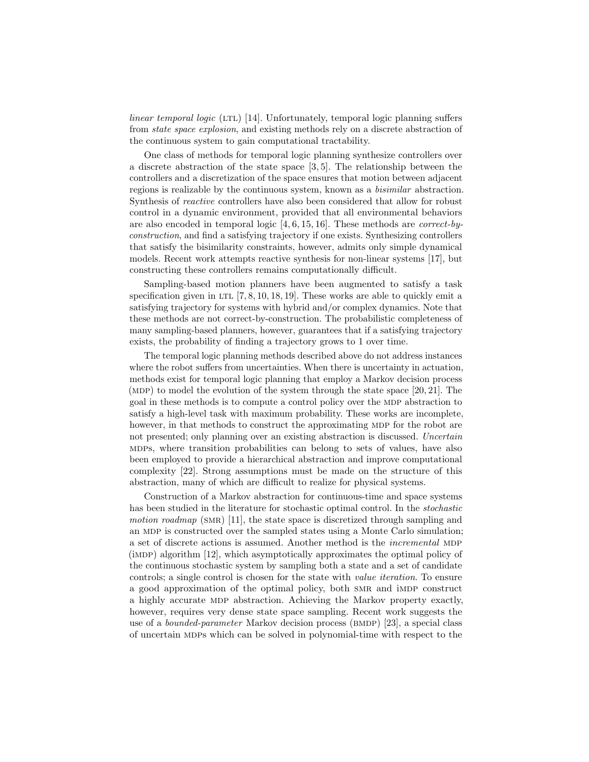*linear temporal logic* (LTL) [14]. Unfortunately, temporal logic planning suffers from *state space explosion*, and existing methods rely on a discrete abstraction of the continuous system to gain computational tractability.

One class of methods for temporal logic planning synthesize controllers over a discrete abstraction of the state space [3, 5]. The relationship between the controllers and a discretization of the space ensures that motion between adjacent regions is realizable by the continuous system, known as a *bisimilar* abstraction. Synthesis of *reactive* controllers have also been considered that allow for robust control in a dynamic environment, provided that all environmental behaviors are also encoded in temporal logic [4, 6, 15, 16]. These methods are *correct-by-construction*, and find a satisfying trajectory if one exists. Synthesizing controllers that satisfy the bisimilarity constraints, however, admits only simple dynamical models. Recent work attempts reactive synthesis for non-linear systems [17], but constructing these controllers remains computationally difficult.

Sampling-based motion planners have been augmented to satisfy a task specification given in LTL [7, 8, 10, 18, 19]. These works are able to quickly emit a satisfying trajectory for systems with hybrid and/or complex dynamics. Note that these methods are not correct-by-construction. The probabilistic completeness of many sampling-based planners, however, guarantees that if a satisfying trajectory exists, the probability of finding a trajectory grows to 1 over time.

The temporal logic planning methods described above do not address instances where the robot suffers from uncertainties. When there is uncertainty in actuation, methods exist for temporal logic planning that employ a Markov decision process (MDP) to model the evolution of the system through the state space [20, 21]. The goal in these methods is to compute a control policy over the MDP abstraction to satisfy a high-level task with maximum probability. These works are incomplete, however, in that methods to construct the approximating MDP for the robot are not presented; only planning over an existing abstraction is discussed. *Uncertain* MDPs, where transition probabilities can belong to sets of values, have also been employed to provide a hierarchical abstraction and improve computational complexity [22]. Strong assumptions must be made on the structure of this abstraction, many of which are difficult to realize for physical systems.

Construction of a Markov abstraction for continuous-time and space systems has been studied in the literature for stochastic optimal control. In the *stochastic motion roadmap* (SMR) [11], the state space is discretized through sampling and an MDP is constructed over the sampled states using a Monte Carlo simulation; a set of discrete actions is assumed. Another method is the *incremental* MDP (iMDP) algorithm [12], which asymptotically approximates the optimal policy of the continuous stochastic system by sampling both a state and a set of candidate controls; a single control is chosen for the state with *value iteration*. To ensure a good approximation of the optimal policy, both SMR and iMDP construct a highly accurate MDP abstraction. Achieving the Markov property exactly, however, requires very dense state space sampling. Recent work suggests the use of a *bounded-parameter* Markov decision process (BMDP) [23], a special class of uncertain MDPs which can be solved in polynomial-time with respect to the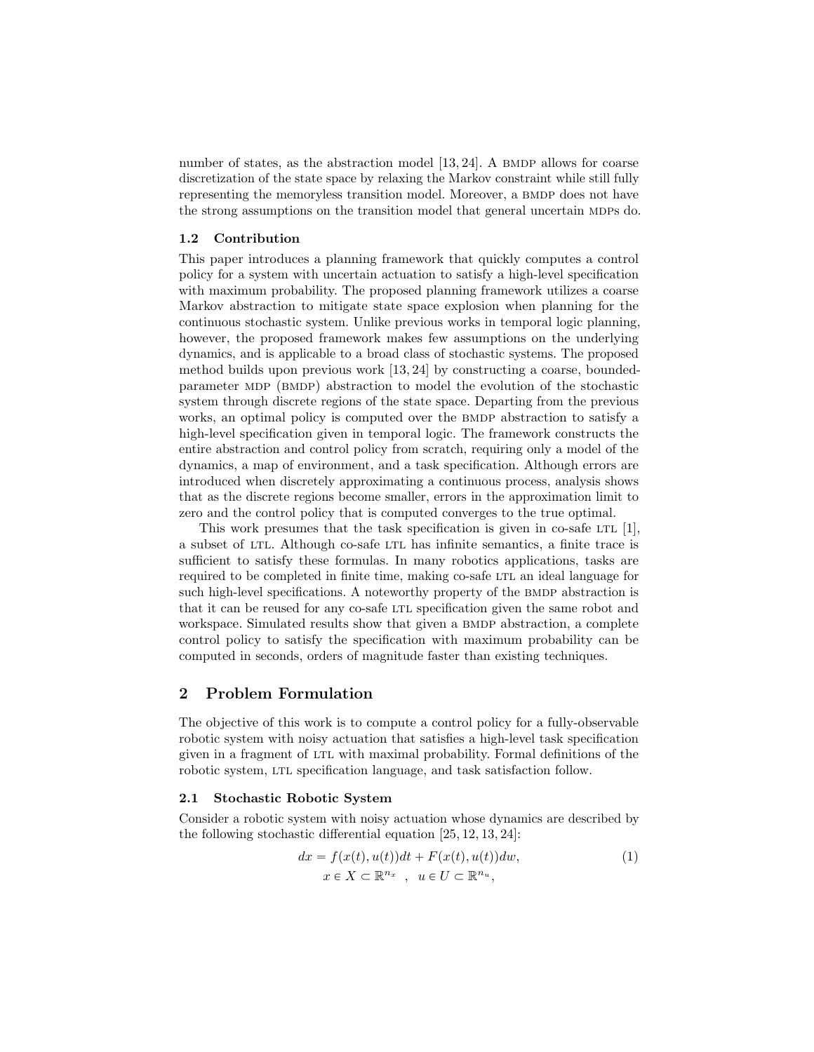number of states, as the abstraction model [13, 24]. A BMDP allows for coarse discretization of the state space by relaxing the Markov constraint while still fully representing the memoryless transition model. Moreover, a BMDP does not have the strong assumptions on the transition model that general uncertain MDPs do.

### 1.2 Contribution

This paper introduces a planning framework that quickly computes a control policy for a system with uncertain actuation to satisfy a high-level specification with maximum probability. The proposed planning framework utilizes a coarse Markov abstraction to mitigate state space explosion when planning for the continuous stochastic system. Unlike previous works in temporal logic planning, however, the proposed framework makes few assumptions on the underlying dynamics, and is applicable to a broad class of stochastic systems. The proposed method builds upon previous work [13, 24] by constructing a coarse, bounded-parameter MDP (BMDP) abstraction to model the evolution of the stochastic system through discrete regions of the state space. Departing from the previous works, an optimal policy is computed over the BMDP abstraction to satisfy a high-level specification given in temporal logic. The framework constructs the entire abstraction and control policy from scratch, requiring only a model of the dynamics, a map of environment, and a task specification. Although errors are introduced when discretely approximating a continuous process, analysis shows that as the discrete regions become smaller, errors in the approximation limit to zero and the control policy that is computed converges to the true optimal.

This work presumes that the task specification is given in co-safe LTL [1], a subset of LTL. Although co-safe LTL has infinite semantics, a finite trace is sufficient to satisfy these formulas. In many robotics applications, tasks are required to be completed in finite time, making co-safe LTL an ideal language for such high-level specifications. A noteworthy property of the BMDP abstraction is that it can be reused for any co-safe LTL specification given the same robot and workspace. Simulated results show that given a BMDP abstraction, a complete control policy to satisfy the specification with maximum probability can be computed in seconds, orders of magnitude faster than existing techniques.

## 2 Problem Formulation

The objective of this work is to compute a control policy for a fully-observable robotic system with noisy actuation that satisfies a high-level task specification given in a fragment of LTL with maximal probability. Formal definitions of the robotic system, LTL specification language, and task satisfaction follow.

### 2.1 Stochastic Robotic System

Consider a robotic system with noisy actuation whose dynamics are described by the following stochastic differential equation [25, 12, 13, 24]:

$$dx = f(x(t), u(t))dt + F(x(t), u(t))dw, \tag{1}$$
$$x \in X \subset \mathbb{R}^{n_x} \quad , \quad u \in U \subset \mathbb{R}^{n_u},$$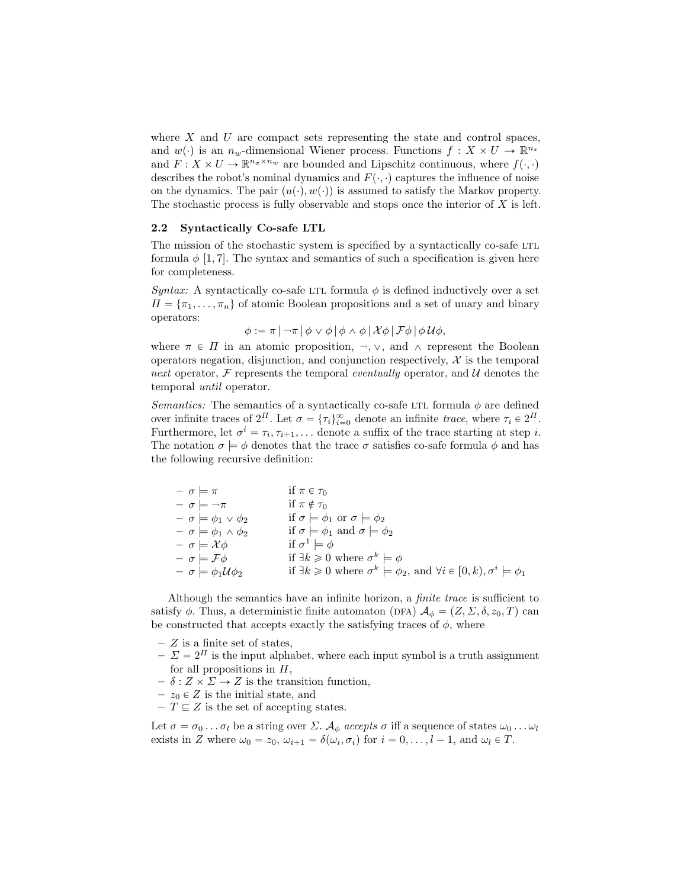where $X$ and $U$ are compact sets representing the state and control spaces, and $w(\cdot)$ is an $n_w$-dimensional Wiener process. Functions $f : X \times U \rightarrow \mathbb{R}^{n_x}$ and $F : X \times U \rightarrow \mathbb{R}^{n_x \times n_w}$ are bounded and Lipschitz continuous, where $f(\cdot, \cdot)$ describes the robot's nominal dynamics and $F(\cdot, \cdot)$ captures the influence of noise on the dynamics. The pair $(u(\cdot), w(\cdot))$ is assumed to satisfy the Markov property. The stochastic process is fully observable and stops once the interior of $X$ is left.

### 2.2 Syntactically Co-safe LTL

The mission of the stochastic system is specified by a syntactically co-safe LTL formula $\phi$ [1, 7]. The syntax and semantics of such a specification is given here for completeness.

*Syntax:* A syntactically co-safe LTL formula $\phi$ is defined inductively over a set $\Pi = \{\pi_1, \ldots, \pi_n\}$ of atomic Boolean propositions and a set of unary and binary operators:

$$\phi := \pi \,|\, \neg\pi \,|\, \phi \vee \phi \,|\, \phi \wedge \phi \,|\, \mathcal{X}\phi \,|\, \mathcal{F}\phi \,|\, \phi\,\mathcal{U}\phi,$$

where $\pi \in \Pi$ in an atomic proposition, $\neg, \vee$, and $\wedge$ represent the Boolean operators negation, disjunction, and conjunction respectively, $\mathcal{X}$ is the temporal *next* operator, $\mathcal{F}$ represents the temporal *eventually* operator, and $\mathcal{U}$ denotes the temporal *until* operator.

*Semantics:* The semantics of a syntactically co-safe LTL formula $\phi$ are defined over infinite traces of $2^{\Pi}$. Let $\sigma = \{\tau_i\}_{i=0}^{\infty}$ denote an infinite *trace*, where $\tau_i \in 2^{\Pi}$. Furthermore, let $\sigma^i = \tau_i, \tau_{i+1}, \ldots$ denote a suffix of the trace starting at step $i$. The notation $\sigma \models \phi$ denotes that the trace $\sigma$ satisfies co-safe formula $\phi$ and has the following recursive definition:

- $\sigma \models \pi$ if $\pi \in \tau_0$
- $\sigma \models \neg\pi$ if $\pi \notin \tau_0$
- $\sigma \models \phi_1 \vee \phi_2$ if $\sigma \models \phi_1$ or $\sigma \models \phi_2$
- $\sigma \models \phi_1 \wedge \phi_2$ if $\sigma \models \phi_1$ and $\sigma \models \phi_2$
- $\sigma \models \mathcal{X}\phi$ if $\sigma^1 \models \phi$
- $\sigma \models \mathcal{F}\phi$ if $\exists k \geqslant 0$ where $\sigma^k \models \phi$
- $\sigma \models \phi_1 \mathcal{U} \phi_2$ if $\exists k \geqslant 0$ where $\sigma^k \models \phi_2$, and $\forall i \in [0, k), \sigma^i \models \phi_1$

Although the semantics have an infinite horizon, a *finite trace* is sufficient to satisfy $\phi$. Thus, a deterministic finite automaton (DFA) $\mathcal{A}_\phi = (Z, \Sigma, \delta, z_0, T)$ can be constructed that accepts exactly the satisfying traces of $\phi$, where

- $Z$ is a finite set of states,
- $\Sigma = 2^{\Pi}$ is the input alphabet, where each input symbol is a truth assignment for all propositions in $\Pi$,
- $\delta : Z \times \Sigma \rightarrow Z$ is the transition function,
- $z_0 \in Z$ is the initial state, and
- $T \subseteq Z$ is the set of accepting states.

Let $\sigma = \sigma_0 \ldots \sigma_l$ be a string over $\Sigma$. $\mathcal{A}_\phi$ *accepts* $\sigma$ iff a sequence of states $\omega_0 \ldots \omega_l$ exists in $Z$ where $\omega_0 = z_0$, $\omega_{i+1} = \delta(\omega_i, \sigma_i)$ for $i = 0, \ldots, l-1$, and $\omega_l \in T$.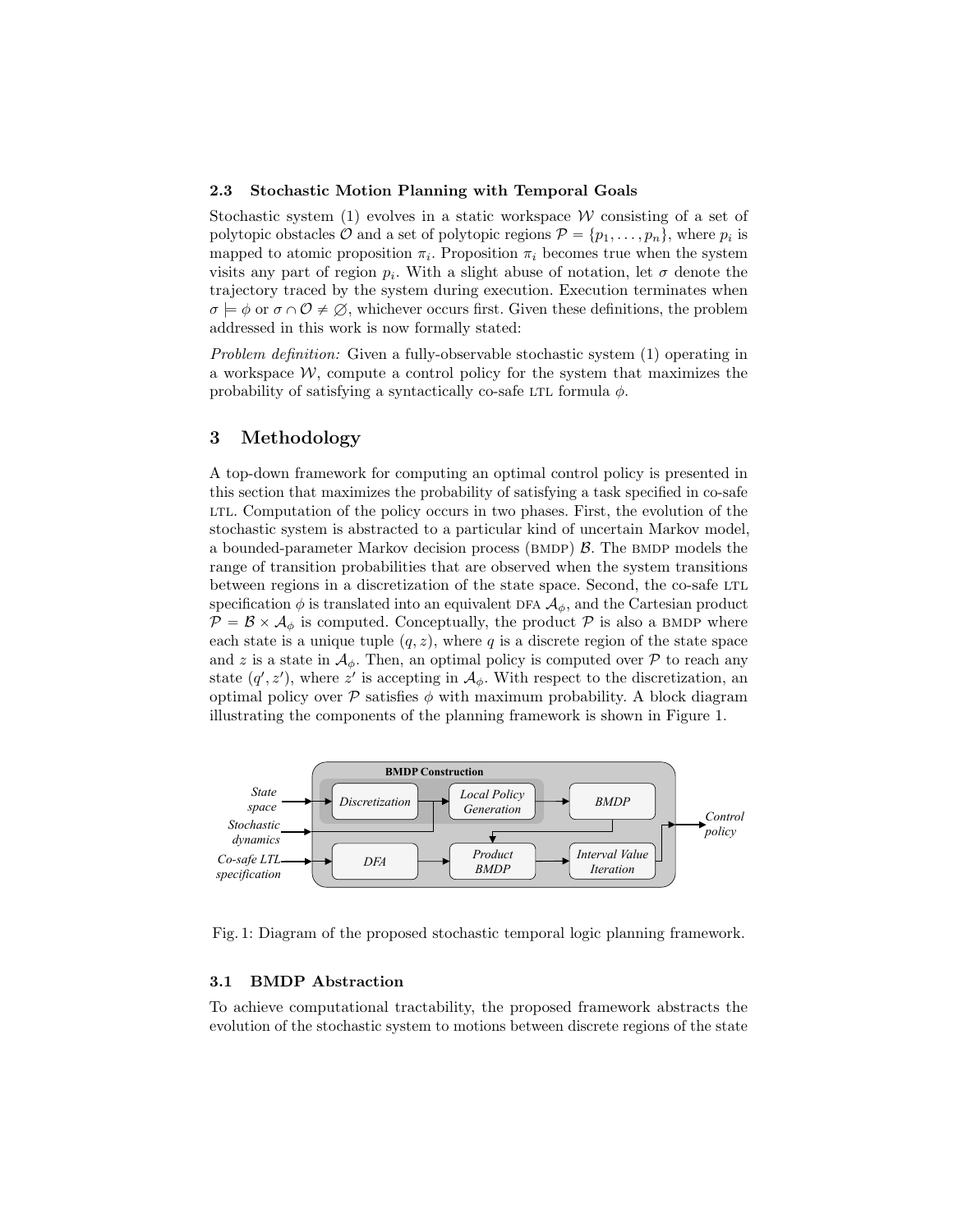### 2.3 Stochastic Motion Planning with Temporal Goals

Stochastic system (1) evolves in a static workspace $\mathcal{W}$ consisting of a set of polytopic obstacles $\mathcal{O}$ and a set of polytopic regions $\mathcal{P} = \{p_1, \ldots, p_n\}$, where $p_i$ is mapped to atomic proposition $\pi_i$. Proposition $\pi_i$ becomes true when the system visits any part of region $p_i$. With a slight abuse of notation, let $\sigma$ denote the trajectory traced by the system during execution. Execution terminates when $\sigma \models \phi$ or $\sigma \cap \mathcal{O} \neq \varnothing$, whichever occurs first. Given these definitions, the problem addressed in this work is now formally stated:

*Problem definition:* Given a fully-observable stochastic system (1) operating in a workspace $\mathcal{W}$, compute a control policy for the system that maximizes the probability of satisfying a syntactically co-safe LTL formula $\phi$.

## 3 Methodology

A top-down framework for computing an optimal control policy is presented in this section that maximizes the probability of satisfying a task specified in co-safe LTL. Computation of the policy occurs in two phases. First, the evolution of the stochastic system is abstracted to a particular kind of uncertain Markov model, a bounded-parameter Markov decision process (BMDP) $\mathcal{B}$. The BMDP models the range of transition probabilities that are observed when the system transitions between regions in a discretization of the state space. Second, the co-safe LTL specification $\phi$ is translated into an equivalent DFA $\mathcal{A}_\phi$, and the Cartesian product $\mathcal{P} = \mathcal{B} \times \mathcal{A}_\phi$ is computed. Conceptually, the product $\mathcal{P}$ is also a BMDP where each state is a unique tuple $(q, z)$, where $q$ is a discrete region of the state space and $z$ is a state in $\mathcal{A}_\phi$. Then, an optimal policy is computed over $\mathcal{P}$ to reach any state $(q', z')$, where $z'$ is accepting in $\mathcal{A}_\phi$. With respect to the discretization, an optimal policy over $\mathcal{P}$ satisfies $\phi$ with maximum probability. A block diagram illustrating the components of the planning framework is shown in Figure 1.

Fig. 1: Diagram of the proposed stochastic temporal logic planning framework.

### 3.1 BMDP Abstraction

To achieve computational tractability, the proposed framework abstracts the evolution of the stochastic system to motions between discrete regions of the state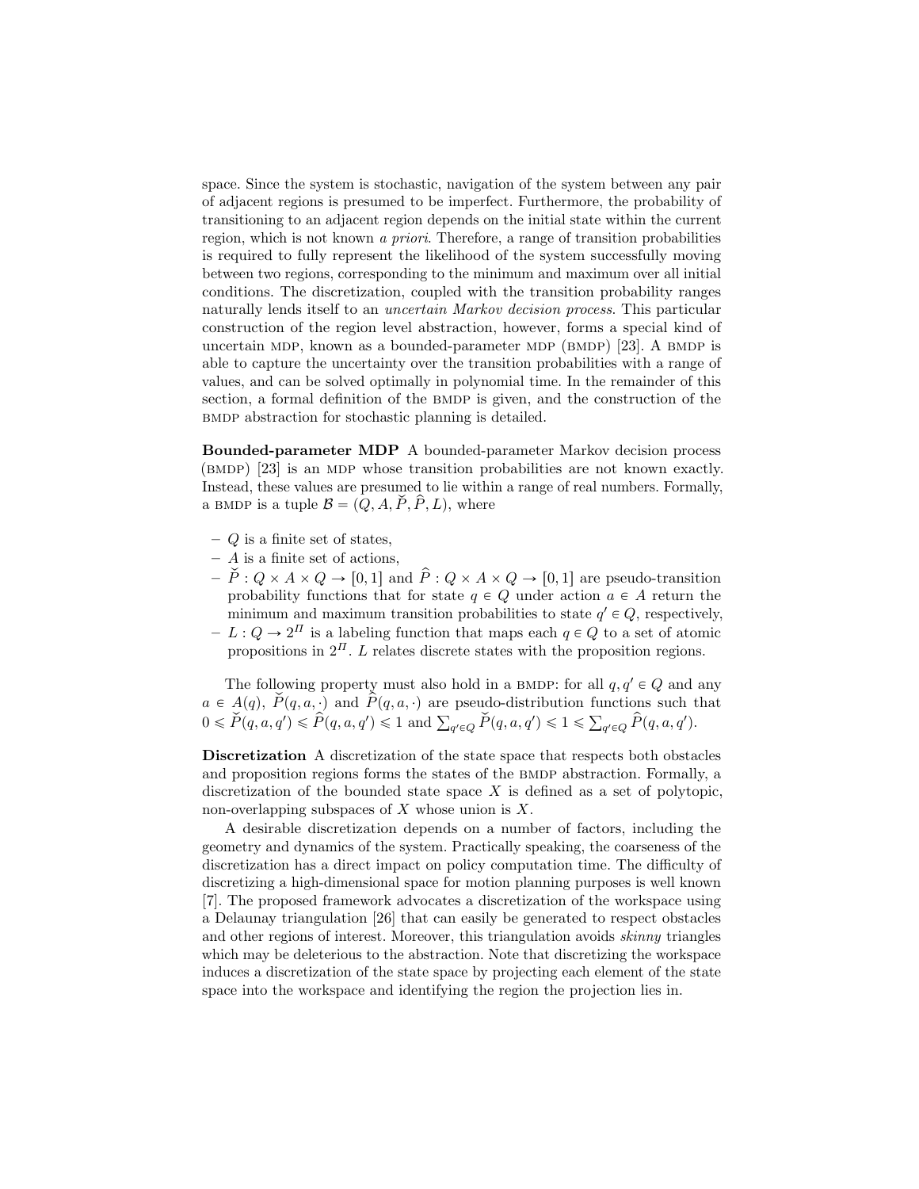space. Since the system is stochastic, navigation of the system between any pair of adjacent regions is presumed to be imperfect. Furthermore, the probability of transitioning to an adjacent region depends on the initial state within the current region, which is not known *a priori*. Therefore, a range of transition probabilities is required to fully represent the likelihood of the system successfully moving between two regions, corresponding to the minimum and maximum over all initial conditions. The discretization, coupled with the transition probability ranges naturally lends itself to an *uncertain Markov decision process*. This particular construction of the region level abstraction, however, forms a special kind of uncertain MDP, known as a bounded-parameter MDP (BMDP) [23]. A BMDP is able to capture the uncertainty over the transition probabilities with a range of values, and can be solved optimally in polynomial time. In the remainder of this section, a formal definition of the BMDP is given, and the construction of the BMDP abstraction for stochastic planning is detailed.

**Bounded-parameter MDP** A bounded-parameter Markov decision process (BMDP) [23] is an MDP whose transition probabilities are not known exactly. Instead, these values are presumed to lie within a range of real numbers. Formally, a BMDP is a tuple $\mathcal{B} = (Q, A, \check{P}, \hat{P}, L)$, where

- $Q$ is a finite set of states,
- $A$ is a finite set of actions,
- $\check{P} : Q \times A \times Q \to [0, 1]$ and $\hat{P} : Q \times A \times Q \to [0, 1]$ are pseudo-transition probability functions that for state $q \in Q$ under action $a \in A$ return the minimum and maximum transition probabilities to state $q' \in Q$, respectively,
- $L : Q \to 2^{\Pi}$ is a labeling function that maps each $q \in Q$ to a set of atomic propositions in $2^{\Pi}$. $L$ relates discrete states with the proposition regions.

The following property must also hold in a BMDP: for all $q, q' \in Q$ and any $a \in A(q)$, $\check{P}(q, a, \cdot)$ and $\hat{P}(q, a, \cdot)$ are pseudo-distribution functions such that $0 \leqslant \check{P}(q, a, q') \leqslant \hat{P}(q, a, q') \leqslant 1$ and $\sum_{q' \in Q} \check{P}(q, a, q') \leqslant 1 \leqslant \sum_{q' \in Q} \hat{P}(q, a, q')$.

**Discretization** A discretization of the state space that respects both obstacles and proposition regions forms the states of the BMDP abstraction. Formally, a discretization of the bounded state space $X$ is defined as a set of polytopic, non-overlapping subspaces of $X$ whose union is $X$.

A desirable discretization depends on a number of factors, including the geometry and dynamics of the system. Practically speaking, the coarseness of the discretization has a direct impact on policy computation time. The difficulty of discretizing a high-dimensional space for motion planning purposes is well known [7]. The proposed framework advocates a discretization of the workspace using a Delaunay triangulation [26] that can easily be generated to respect obstacles and other regions of interest. Moreover, this triangulation avoids *skinny* triangles which may be deleterious to the abstraction. Note that discretizing the workspace induces a discretization of the state space by projecting each element of the state space into the workspace and identifying the region the projection lies in.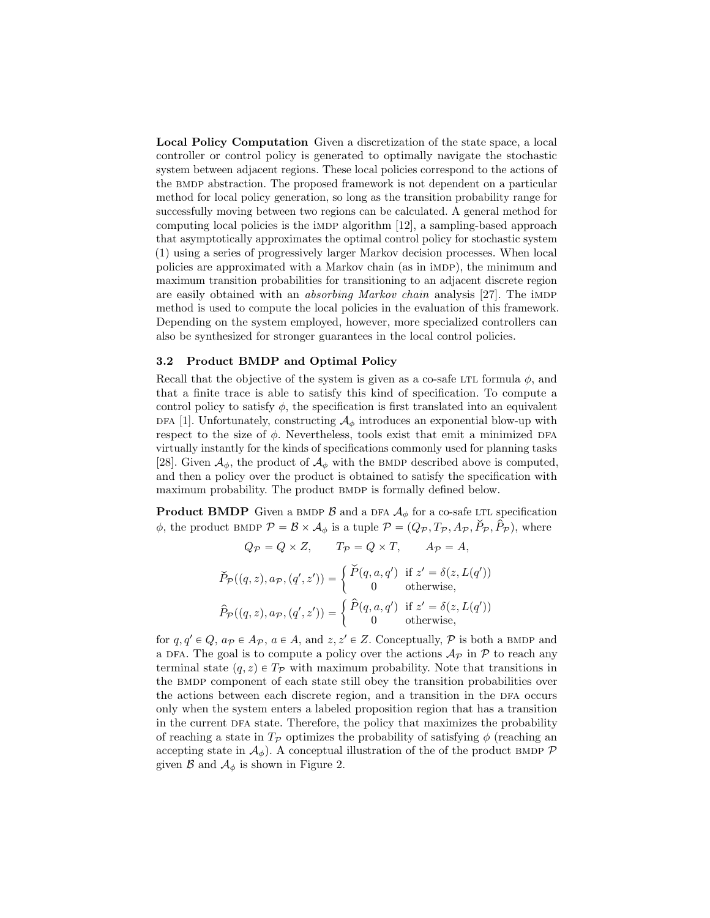**Local Policy Computation** Given a discretization of the state space, a local controller or control policy is generated to optimally navigate the stochastic system between adjacent regions. These local policies correspond to the actions of the BMDP abstraction. The proposed framework is not dependent on a particular method for local policy generation, so long as the transition probability range for successfully moving between two regions can be calculated. A general method for computing local policies is the iMDP algorithm [12], a sampling-based approach that asymptotically approximates the optimal control policy for stochastic system (1) using a series of progressively larger Markov decision processes. When local policies are approximated with a Markov chain (as in iMDP), the minimum and maximum transition probabilities for transitioning to an adjacent discrete region are easily obtained with an *absorbing Markov chain* analysis [27]. The iMDP method is used to compute the local policies in the evaluation of this framework. Depending on the system employed, however, more specialized controllers can also be synthesized for stronger guarantees in the local control policies.

### 3.2 Product BMDP and Optimal Policy

Recall that the objective of the system is given as a co-safe LTL formula $\phi$, and that a finite trace is able to satisfy this kind of specification. To compute a control policy to satisfy $\phi$, the specification is first translated into an equivalent DFA [1]. Unfortunately, constructing $\mathcal{A}_\phi$ introduces an exponential blow-up with respect to the size of $\phi$. Nevertheless, tools exist that emit a minimized DFA virtually instantly for the kinds of specifications commonly used for planning tasks [28]. Given $\mathcal{A}_\phi$, the product of $\mathcal{A}_\phi$ with the BMDP described above is computed, and then a policy over the product is obtained to satisfy the specification with maximum probability. The product BMDP is formally defined below.

**Product BMDP** Given a BMDP $\mathcal{B}$ and a DFA $\mathcal{A}_\phi$ for a co-safe LTL specification $\phi$, the product BMDP $\mathcal{P} = \mathcal{B} \times \mathcal{A}_\phi$ is a tuple $\mathcal{P} = (Q_\mathcal{P}, T_\mathcal{P}, A_\mathcal{P}, \check{P}_\mathcal{P}, \hat{P}_\mathcal{P})$, where

$$Q_\mathcal{P} = Q \times Z, \qquad T_\mathcal{P} = Q \times T, \qquad A_\mathcal{P} = A,$$

$$\check{P}_\mathcal{P}((q,z), a_\mathcal{P}, (q',z')) = \begin{cases} \check{P}(q,a,q') & \text{if } z' = \delta(z, L(q')) \\ 0 & \text{otherwise,} \end{cases}$$

$$\hat{P}_\mathcal{P}((q,z), a_\mathcal{P}, (q',z')) = \begin{cases} \hat{P}(q,a,q') & \text{if } z' = \delta(z, L(q')) \\ 0 & \text{otherwise,} \end{cases}$$

for $q, q' \in Q$, $a_\mathcal{P} \in A_\mathcal{P}$, $a \in A$, and $z, z' \in Z$. Conceptually, $\mathcal{P}$ is both a BMDP and a DFA. The goal is to compute a policy over the actions $A_\mathcal{P}$ in $\mathcal{P}$ to reach any terminal state $(q, z) \in T_\mathcal{P}$ with maximum probability. Note that transitions in the BMDP component of each state still obey the transition probabilities over the actions between each discrete region, and a transition in the DFA occurs only when the system enters a labeled proposition region that has a transition in the current DFA state. Therefore, the policy that maximizes the probability of reaching a state in $T_\mathcal{P}$ optimizes the probability of satisfying $\phi$ (reaching an accepting state in $\mathcal{A}_\phi$). A conceptual illustration of the of the product BMDP $\mathcal{P}$ given $\mathcal{B}$ and $\mathcal{A}_\phi$ is shown in Figure 2.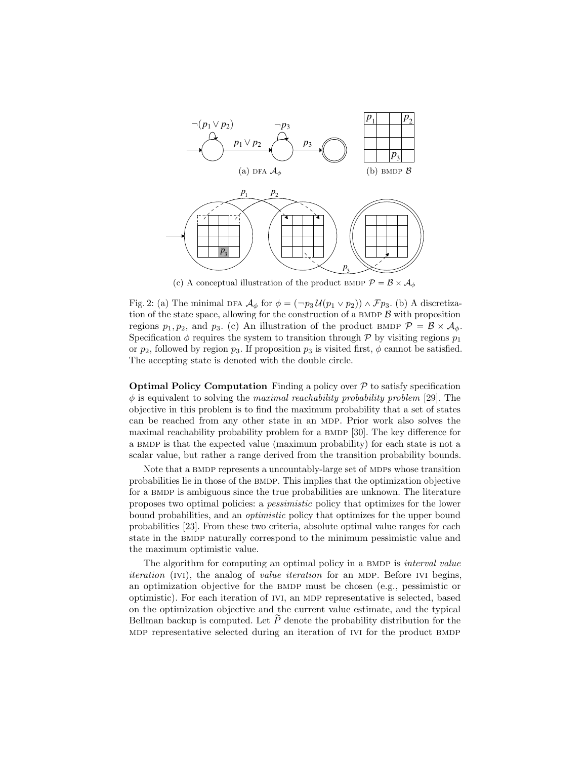(a) DFA $\mathcal{A}_\phi$

(b) BMDP $\mathcal{B}$

(c) A conceptual illustration of the product BMDP $\mathcal{P} = \mathcal{B} \times \mathcal{A}_\phi$

Fig. 2: (a) The minimal DFA $\mathcal{A}_\phi$ for $\phi = (\neg p_3 \, \mathcal{U} (p_1 \vee p_2)) \wedge \mathcal{F} p_3$. (b) A discretization of the state space, allowing for the construction of a BMDP $\mathcal{B}$ with proposition regions $p_1, p_2$, and $p_3$. (c) An illustration of the product BMDP $\mathcal{P} = \mathcal{B} \times \mathcal{A}_\phi$. Specification $\phi$ requires the system to transition through $\mathcal{P}$ by visiting regions $p_1$ or $p_2$, followed by region $p_3$. If proposition $p_3$ is visited first, $\phi$ cannot be satisfied. The accepting state is denoted with the double circle.

**Optimal Policy Computation** Finding a policy over $\mathcal{P}$ to satisfy specification $\phi$ is equivalent to solving the *maximal reachability probability problem* [29]. The objective in this problem is to find the maximum probability that a set of states can be reached from any other state in an MDP. Prior work also solves the maximal reachability probability problem for a BMDP [30]. The key difference for a BMDP is that the expected value (maximum probability) for each state is not a scalar value, but rather a range derived from the transition probability bounds.

Note that a BMDP represents a uncountably-large set of MDPs whose transition probabilities lie in those of the BMDP. This implies that the optimization objective for a BMDP is ambiguous since the true probabilities are unknown. The literature proposes two optimal policies: a *pessimistic* policy that optimizes for the lower bound probabilities, and an *optimistic* policy that optimizes for the upper bound probabilities [23]. From these two criteria, absolute optimal value ranges for each state in the BMDP naturally correspond to the minimum pessimistic value and the maximum optimistic value.

The algorithm for computing an optimal policy in a BMDP is *interval value iteration* (IVI), the analog of *value iteration* for an MDP. Before IVI begins, an optimization objective for the BMDP must be chosen (e.g., pessimistic or optimistic). For each iteration of IVI, an MDP representative is selected, based on the optimization objective and the current value estimate, and the typical Bellman backup is computed. Let $\widetilde{P}$ denote the probability distribution for the MDP representative selected during an iteration of IVI for the product BMDP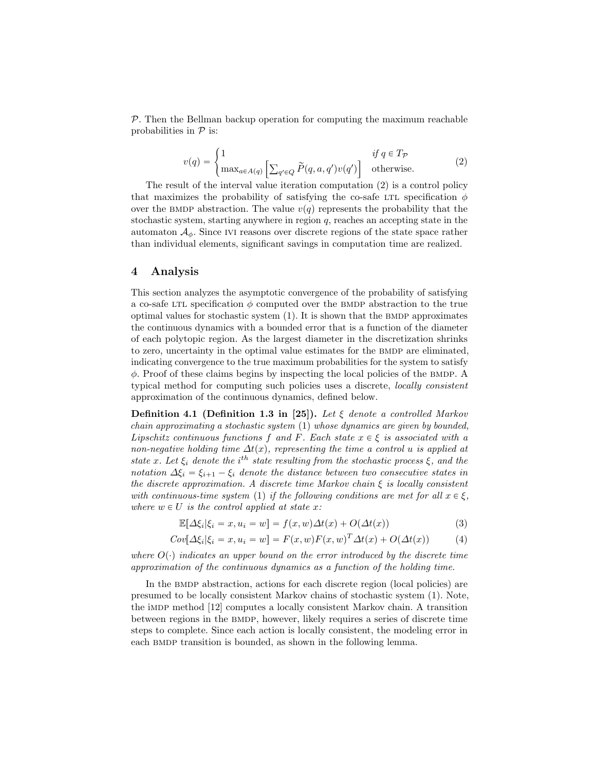$\mathcal{P}$. Then the Bellman backup operation for computing the maximum reachable probabilities in $\mathcal{P}$ is:

$$v(q) = \begin{cases} 1 & \text{if } q \in T_{\mathcal{P}} \\ \max_{a \in A(q)} \left[ \sum_{q' \in Q} \widetilde{P}(q, a, q') v(q') \right] & \text{otherwise.} \end{cases} \tag{2}$$

The result of the interval value iteration computation (2) is a control policy that maximizes the probability of satisfying the co-safe LTL specification $\phi$ over the BMDP abstraction. The value $v(q)$ represents the probability that the stochastic system, starting anywhere in region $q$, reaches an accepting state in the automaton $\mathcal{A}_\phi$. Since IVI reasons over discrete regions of the state space rather than individual elements, significant savings in computation time are realized.

## 4 Analysis

This section analyzes the asymptotic convergence of the probability of satisfying a co-safe LTL specification $\phi$ computed over the BMDP abstraction to the true optimal values for stochastic system (1). It is shown that the BMDP approximates the continuous dynamics with a bounded error that is a function of the diameter of each polytopic region. As the largest diameter in the discretization shrinks to zero, uncertainty in the optimal value estimates for the BMDP are eliminated, indicating convergence to the true maximum probabilities for the system to satisfy $\phi$. Proof of these claims begins by inspecting the local policies of the BMDP. A typical method for computing such policies uses a discrete, *locally consistent* approximation of the continuous dynamics, defined below.

**Definition 4.1 (Definition 1.3 in [25]).** *Let $\xi$ denote a controlled Markov chain approximating a stochastic system (1) whose dynamics are given by bounded, Lipschitz continuous functions $f$ and $F$. Each state $x \in \xi$ is associated with a non-negative holding time $\Delta t(x)$, representing the time a control $u$ is applied at state $x$. Let $\xi_i$ denote the $i^{th}$ state resulting from the stochastic process $\xi$, and the notation $\Delta\xi_i = \xi_{i+1} - \xi_i$ denote the distance between two consecutive states in the discrete approximation. A discrete time Markov chain $\xi$ is locally consistent with continuous-time system (1) if the following conditions are met for all $x \in \xi$, where $w \in U$ is the control applied at state $x$:*

$$\mathbb{E}[\Delta\xi_i | \xi_i = x, u_i = w] = f(x, w)\Delta t(x) + O(\Delta t(x)) \tag{3}$$

$$Cov[\Delta\xi_i | \xi_i = x, u_i = w] = F(x, w)F(x, w)^T \Delta t(x) + O(\Delta t(x)) \tag{4}$$

*where $O(\cdot)$ indicates an upper bound on the error introduced by the discrete time approximation of the continuous dynamics as a function of the holding time.*

In the BMDP abstraction, actions for each discrete region (local policies) are presumed to be locally consistent Markov chains of stochastic system (1). Note, the iMDP method [12] computes a locally consistent Markov chain. A transition between regions in the BMDP, however, likely requires a series of discrete time steps to complete. Since each action is locally consistent, the modeling error in each BMDP transition is bounded, as shown in the following lemma.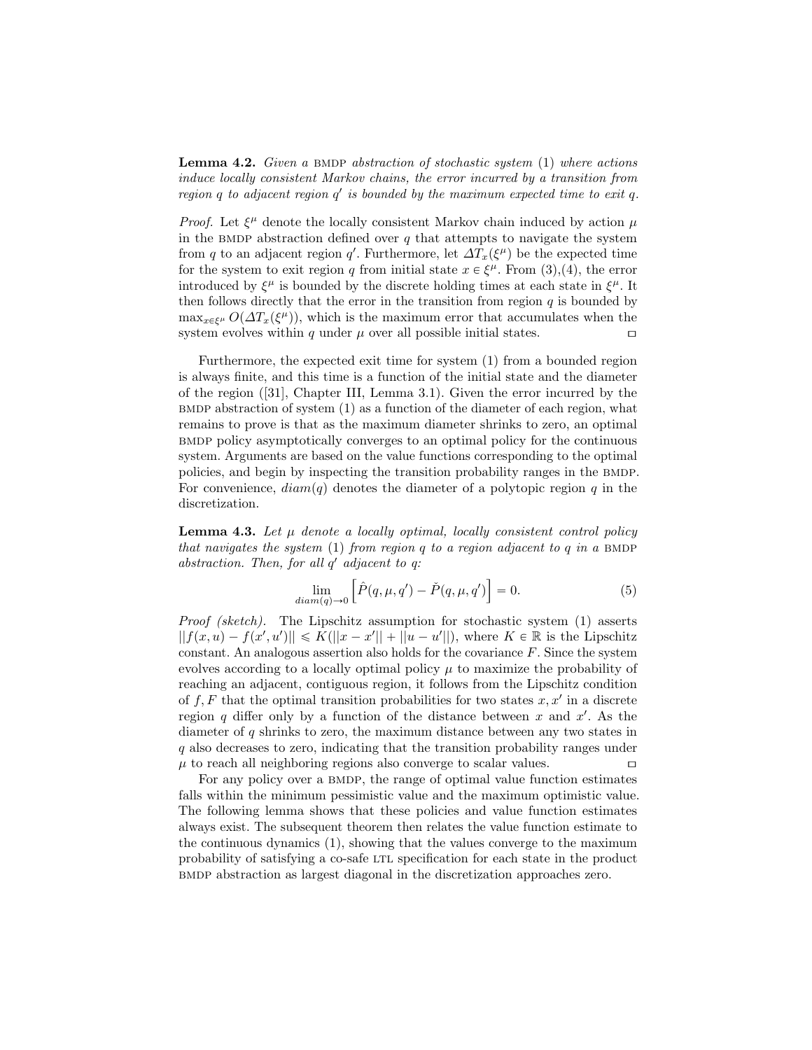**Lemma 4.2.** *Given a* BMDP *abstraction of stochastic system* (1) *where actions induce locally consistent Markov chains, the error incurred by a transition from region $q$ to adjacent region $q'$ is bounded by the maximum expected time to exit $q$.*

*Proof.* Let $\xi^{\mu}$ denote the locally consistent Markov chain induced by action $\mu$ in the BMDP abstraction defined over $q$ that attempts to navigate the system from $q$ to an adjacent region $q'$. Furthermore, let $\Delta T_x(\xi^{\mu})$ be the expected time for the system to exit region $q$ from initial state $x \in \xi^{\mu}$. From (3),(4), the error introduced by $\xi^{\mu}$ is bounded by the discrete holding times at each state in $\xi^{\mu}$. It then follows directly that the error in the transition from region $q$ is bounded by $\max_{x \in \xi^{\mu}} O(\Delta T_x(\xi^{\mu}))$, which is the maximum error that accumulates when the system evolves within $q$ under $\mu$ over all possible initial states. □

Furthermore, the expected exit time for system (1) from a bounded region is always finite, and this time is a function of the initial state and the diameter of the region ([31], Chapter III, Lemma 3.1). Given the error incurred by the BMDP abstraction of system (1) as a function of the diameter of each region, what remains to prove is that as the maximum diameter shrinks to zero, an optimal BMDP policy asymptotically converges to an optimal policy for the continuous system. Arguments are based on the value functions corresponding to the optimal policies, and begin by inspecting the transition probability ranges in the BMDP. For convenience, $diam(q)$ denotes the diameter of a polytopic region $q$ in the discretization.

**Lemma 4.3.** *Let $\mu$ denote a locally optimal, locally consistent control policy that navigates the system* (1) *from region $q$ to a region adjacent to $q$ in a* BMDP *abstraction. Then, for all $q'$ adjacent to $q$:*

$$\lim_{diam(q) \to 0} \left[ \hat{P}(q, \mu, q') - \check{P}(q, \mu, q') \right] = 0. \tag{5}$$

*Proof (sketch).* The Lipschitz assumption for stochastic system (1) asserts $||f(x,u) - f(x',u')|| \leqslant K(||x - x'|| + ||u - u'||)$, where $K \in \mathbb{R}$ is the Lipschitz constant. An analogous assertion also holds for the covariance $F$. Since the system evolves according to a locally optimal policy $\mu$ to maximize the probability of reaching an adjacent, contiguous region, it follows from the Lipschitz condition of $f, F$ that the optimal transition probabilities for two states $x, x'$ in a discrete region $q$ differ only by a function of the distance between $x$ and $x'$. As the diameter of $q$ shrinks to zero, the maximum distance between any two states in $q$ also decreases to zero, indicating that the transition probability ranges under $\mu$ to reach all neighboring regions also converge to scalar values. □

For any policy over a BMDP, the range of optimal value function estimates falls within the minimum pessimistic value and the maximum optimistic value. The following lemma shows that these policies and value function estimates always exist. The subsequent theorem then relates the value function estimate to the continuous dynamics (1), showing that the values converge to the maximum probability of satisfying a co-safe LTL specification for each state in the product BMDP abstraction as largest diagonal in the discretization approaches zero.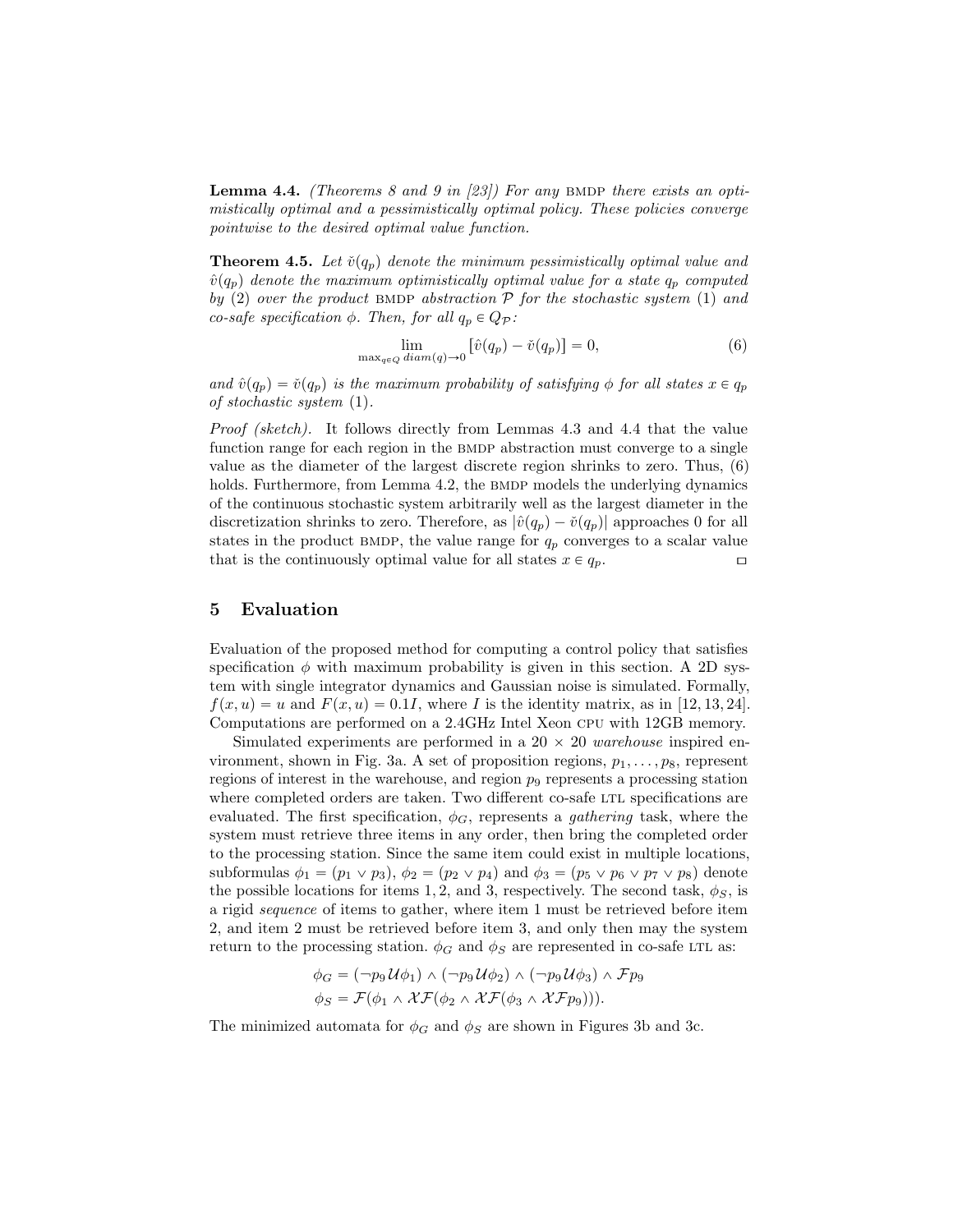**Lemma 4.4.** *(Theorems 8 and 9 in [23]) For any* BMDP *there exists an optimistically optimal and a pessimistically optimal policy. These policies converge pointwise to the desired optimal value function.*

**Theorem 4.5.** *Let $\check{v}(q_p)$ denote the minimum pessimistically optimal value and $\hat{v}(q_p)$ denote the maximum optimistically optimal value for a state $q_p$ computed by (2) over the product* BMDP *abstraction $\mathcal{P}$ for the stochastic system (1) and co-safe specification $\phi$. Then, for all $q_p \in Q_{\mathcal{P}}$:*

$$\lim_{\max_{q \in Q} diam(q) \to 0} [\hat{v}(q_p) - \check{v}(q_p)] = 0, \tag{6}$$

*and $\hat{v}(q_p) = \check{v}(q_p)$ is the maximum probability of satisfying $\phi$ for all states $x \in q_p$ of stochastic system (1).*

*Proof (sketch).* It follows directly from Lemmas 4.3 and 4.4 that the value function range for each region in the BMDP abstraction must converge to a single value as the diameter of the largest discrete region shrinks to zero. Thus, (6) holds. Furthermore, from Lemma 4.2, the BMDP models the underlying dynamics of the continuous stochastic system arbitrarily well as the largest diameter in the discretization shrinks to zero. Therefore, as $|\hat{v}(q_p) - \check{v}(q_p)|$ approaches 0 for all states in the product BMDP, the value range for $q_p$ converges to a scalar value that is the continuously optimal value for all states $x \in q_p$. □

## 5 Evaluation

Evaluation of the proposed method for computing a control policy that satisfies specification $\phi$ with maximum probability is given in this section. A 2D system with single integrator dynamics and Gaussian noise is simulated. Formally, $f(x, u) = u$ and $F(x, u) = 0.1I$, where $I$ is the identity matrix, as in [12, 13, 24]. Computations are performed on a 2.4GHz Intel Xeon CPU with 12GB memory.

Simulated experiments are performed in a $20 \times 20$ *warehouse* inspired environment, shown in Fig. 3a. A set of proposition regions, $p_1, \ldots, p_8$, represent regions of interest in the warehouse, and region $p_9$ represents a processing station where completed orders are taken. Two different co-safe LTL specifications are evaluated. The first specification, $\phi_G$, represents a *gathering* task, where the system must retrieve three items in any order, then bring the completed order to the processing station. Since the same item could exist in multiple locations, subformulas $\phi_1 = (p_1 \vee p_3)$, $\phi_2 = (p_2 \vee p_4)$ and $\phi_3 = (p_5 \vee p_6 \vee p_7 \vee p_8)$ denote the possible locations for items $1, 2$, and $3$, respectively. The second task, $\phi_S$, is a rigid *sequence* of items to gather, where item 1 must be retrieved before item 2, and item 2 must be retrieved before item 3, and only then may the system return to the processing station. $\phi_G$ and $\phi_S$ are represented in co-safe LTL as:

$$\phi_G = (\neg p_9 \,\mathcal{U} \phi_1) \wedge (\neg p_9 \,\mathcal{U} \phi_2) \wedge (\neg p_9 \,\mathcal{U} \phi_3) \wedge \mathcal{F} p_9$$
$$\phi_S = \mathcal{F}(\phi_1 \wedge \mathcal{X}\mathcal{F}(\phi_2 \wedge \mathcal{X}\mathcal{F}(\phi_3 \wedge \mathcal{X}\mathcal{F} p_9))).$$

The minimized automata for $\phi_G$ and $\phi_S$ are shown in Figures 3b and 3c.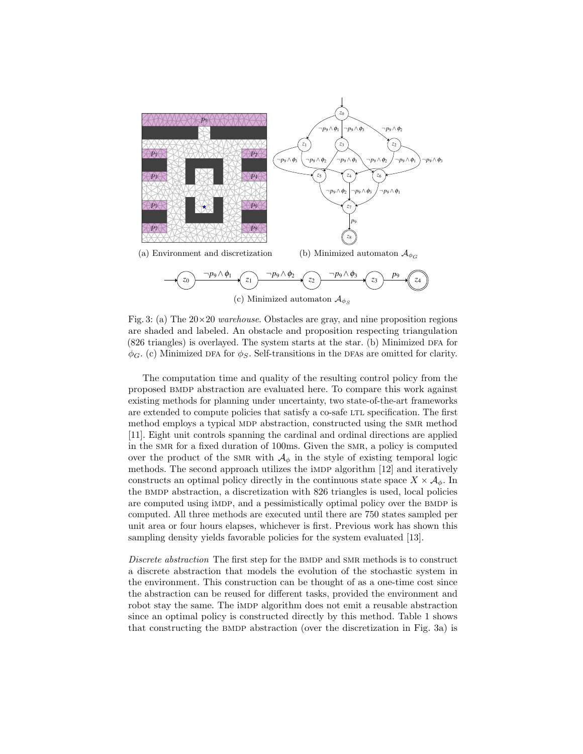(a) Environment and discretization

(b) Minimized automaton $\mathcal{A}_{\phi_G}$

(c) Minimized automaton $\mathcal{A}_{\phi_S}$

Fig. 3: (a) The 20×20 *warehouse*. Obstacles are gray, and nine proposition regions are shaded and labeled. An obstacle and proposition respecting triangulation (826 triangles) is overlayed. The system starts at the star. (b) Minimized DFA for $\phi_G$. (c) Minimized DFA for $\phi_S$. Self-transitions in the DFAs are omitted for clarity.

The computation time and quality of the resulting control policy from the proposed BMDP abstraction are evaluated here. To compare this work against existing methods for planning under uncertainty, two state-of-the-art frameworks are extended to compute policies that satisfy a co-safe LTL specification. The first method employs a typical MDP abstraction, constructed using the SMR method [11]. Eight unit controls spanning the cardinal and ordinal directions are applied in the SMR for a fixed duration of 100ms. Given the SMR, a policy is computed over the product of the SMR with $\mathcal{A}_\phi$ in the style of existing temporal logic methods. The second approach utilizes the iMDP algorithm [12] and iteratively constructs an optimal policy directly in the continuous state space $X \times \mathcal{A}_\phi$. In the BMDP abstraction, a discretization with 826 triangles is used, local policies are computed using iMDP, and a pessimistically optimal policy over the BMDP is computed. All three methods are executed until there are 750 states sampled per unit area or four hours elapses, whichever is first. Previous work has shown this sampling density yields favorable policies for the system evaluated [13].

*Discrete abstraction* The first step for the BMDP and SMR methods is to construct a discrete abstraction that models the evolution of the stochastic system in the environment. This construction can be thought of as a one-time cost since the abstraction can be reused for different tasks, provided the environment and robot stay the same. The iMDP algorithm does not emit a reusable abstraction since an optimal policy is constructed directly by this method. Table 1 shows that constructing the BMDP abstraction (over the discretization in Fig. 3a) is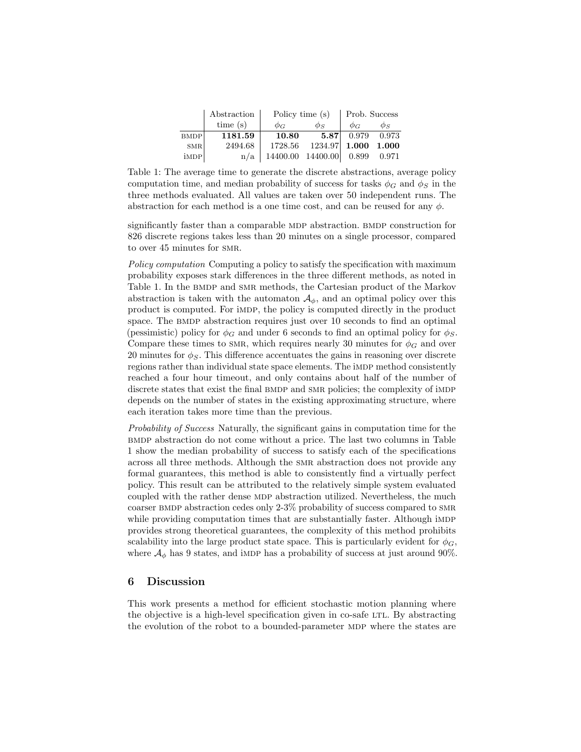| | Abstraction | Policy time (s) | | Prob. Success | |
|---|---|---|---|---|---|
| | time (s) | $\phi_G$ | $\phi_S$ | $\phi_G$ | $\phi_S$ |
| BMDP | **1181.59** | **10.80** | **5.87** | 0.979 | 0.973 |
| SMR | 2494.68 | 1728.56 | 1234.97 | **1.000** | **1.000** |
| iMDP | n/a | 14400.00 | 14400.00 | 0.899 | 0.971 |

Table 1: The average time to generate the discrete abstractions, average policy computation time, and median probability of success for tasks $\phi_G$ and $\phi_S$ in the three methods evaluated. All values are taken over 50 independent runs. The abstraction for each method is a one time cost, and can be reused for any $\phi$.

significantly faster than a comparable MDP abstraction. BMDP construction for 826 discrete regions takes less than 20 minutes on a single processor, compared to over 45 minutes for SMR.

*Policy computation* Computing a policy to satisfy the specification with maximum probability exposes stark differences in the three different methods, as noted in Table 1. In the BMDP and SMR methods, the Cartesian product of the Markov abstraction is taken with the automaton $\mathcal{A}_\phi$, and an optimal policy over this product is computed. For iMDP, the policy is computed directly in the product space. The BMDP abstraction requires just over 10 seconds to find an optimal (pessimistic) policy for $\phi_G$ and under 6 seconds to find an optimal policy for $\phi_S$. Compare these times to SMR, which requires nearly 30 minutes for $\phi_G$ and over 20 minutes for $\phi_S$. This difference accentuates the gains in reasoning over discrete regions rather than individual state space elements. The iMDP method consistently reached a four hour timeout, and only contains about half of the number of discrete states that exist the final BMDP and SMR policies; the complexity of iMDP depends on the number of states in the existing approximating structure, where each iteration takes more time than the previous.

*Probability of Success* Naturally, the significant gains in computation time for the BMDP abstraction do not come without a price. The last two columns in Table 1 show the median probability of success to satisfy each of the specifications across all three methods. Although the SMR abstraction does not provide any formal guarantees, this method is able to consistently find a virtually perfect policy. This result can be attributed to the relatively simple system evaluated coupled with the rather dense MDP abstraction utilized. Nevertheless, the much coarser BMDP abstraction cedes only 2-3% probability of success compared to SMR while providing computation times that are substantially faster. Although iMDP provides strong theoretical guarantees, the complexity of this method prohibits scalability into the large product state space. This is particularly evident for $\phi_G$, where $\mathcal{A}_\phi$ has 9 states, and iMDP has a probability of success at just around 90%.

## 6 Discussion

This work presents a method for efficient stochastic motion planning where the objective is a high-level specification given in co-safe LTL. By abstracting the evolution of the robot to a bounded-parameter MDP where the states are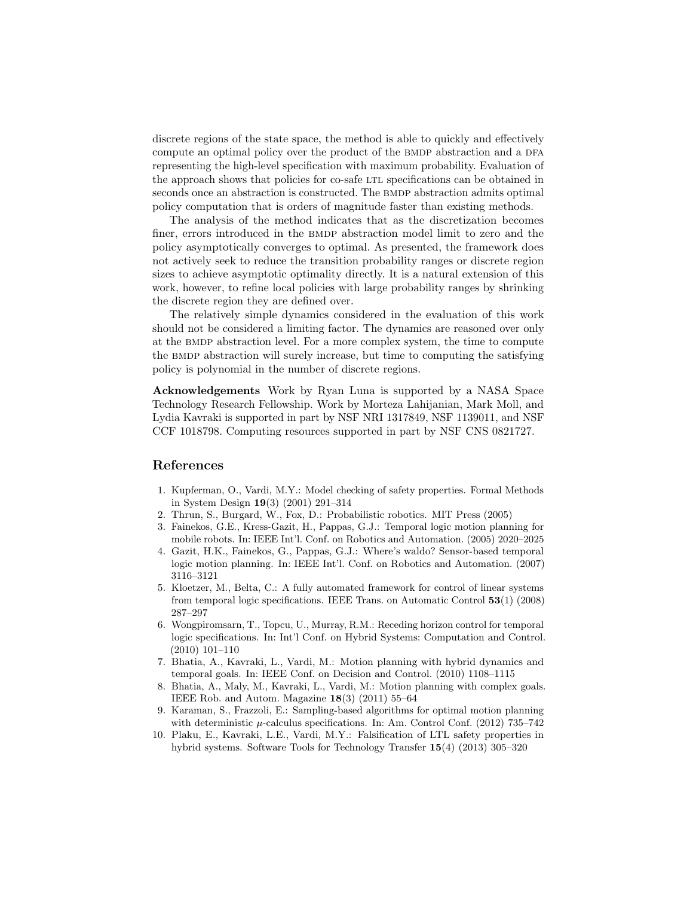discrete regions of the state space, the method is able to quickly and effectively compute an optimal policy over the product of the BMDP abstraction and a DFA representing the high-level specification with maximum probability. Evaluation of the approach shows that policies for co-safe LTL specifications can be obtained in seconds once an abstraction is constructed. The BMDP abstraction admits optimal policy computation that is orders of magnitude faster than existing methods.

The analysis of the method indicates that as the discretization becomes finer, errors introduced in the BMDP abstraction model limit to zero and the policy asymptotically converges to optimal. As presented, the framework does not actively seek to reduce the transition probability ranges or discrete region sizes to achieve asymptotic optimality directly. It is a natural extension of this work, however, to refine local policies with large probability ranges by shrinking the discrete region they are defined over.

The relatively simple dynamics considered in the evaluation of this work should not be considered a limiting factor. The dynamics are reasoned over only at the BMDP abstraction level. For a more complex system, the time to compute the BMDP abstraction will surely increase, but time to computing the satisfying policy is polynomial in the number of discrete regions.

**Acknowledgements** Work by Ryan Luna is supported by a NASA Space Technology Research Fellowship. Work by Morteza Lahijanian, Mark Moll, and Lydia Kavraki is supported in part by NSF NRI 1317849, NSF 1139011, and NSF CCF 1018798. Computing resources supported in part by NSF CNS 0821727.

## References

1. Kupferman, O., Vardi, M.Y.: Model checking of safety properties. Formal Methods in System Design **19**(3) (2001) 291–314
2. Thrun, S., Burgard, W., Fox, D.: Probabilistic robotics. MIT Press (2005)
3. Fainekos, G.E., Kress-Gazit, H., Pappas, G.J.: Temporal logic motion planning for mobile robots. In: IEEE Int'l. Conf. on Robotics and Automation. (2005) 2020–2025
4. Gazit, H.K., Fainekos, G., Pappas, G.J.: Where's waldo? Sensor-based temporal logic motion planning. In: IEEE Int'l. Conf. on Robotics and Automation. (2007) 3116–3121
5. Kloetzer, M., Belta, C.: A fully automated framework for control of linear systems from temporal logic specifications. IEEE Trans. on Automatic Control **53**(1) (2008) 287–297
6. Wongpiromsarn, T., Topcu, U., Murray, R.M.: Receding horizon control for temporal logic specifications. In: Int'l Conf. on Hybrid Systems: Computation and Control. (2010) 101–110
7. Bhatia, A., Kavraki, L., Vardi, M.: Motion planning with hybrid dynamics and temporal goals. In: IEEE Conf. on Decision and Control. (2010) 1108–1115
8. Bhatia, A., Maly, M., Kavraki, L., Vardi, M.: Motion planning with complex goals. IEEE Rob. and Autom. Magazine **18**(3) (2011) 55–64
9. Karaman, S., Frazzoli, E.: Sampling-based algorithms for optimal motion planning with deterministic $\mu$-calculus specifications. In: Am. Control Conf. (2012) 735–742
10. Plaku, E., Kavraki, L.E., Vardi, M.Y.: Falsification of LTL safety properties in hybrid systems. Software Tools for Technology Transfer **15**(4) (2013) 305–320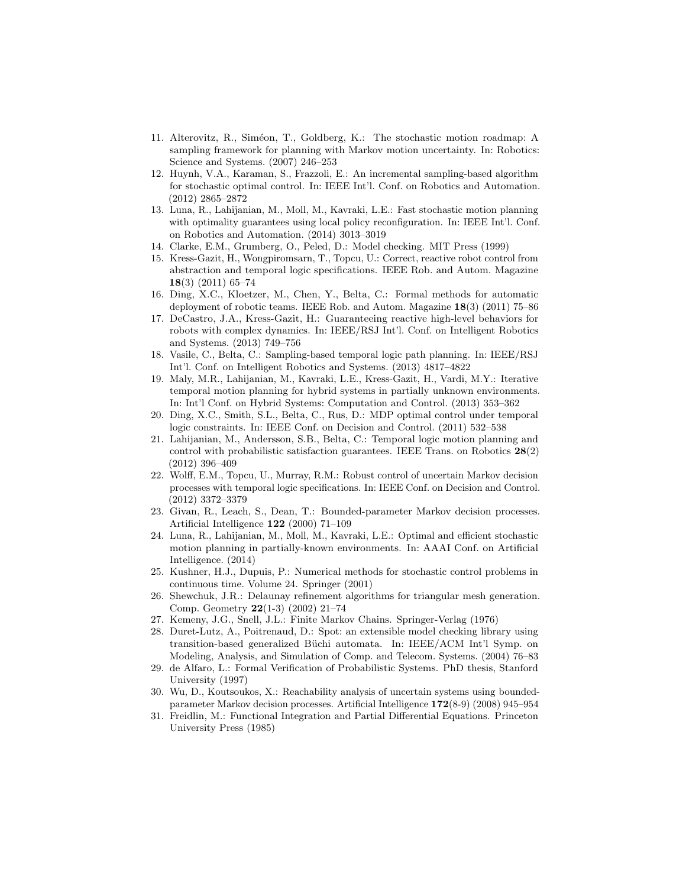11. Alterovitz, R., Siméon, T., Goldberg, K.: The stochastic motion roadmap: A sampling framework for planning with Markov motion uncertainty. In: Robotics: Science and Systems. (2007) 246–253
12. Huynh, V.A., Karaman, S., Frazzoli, E.: An incremental sampling-based algorithm for stochastic optimal control. In: IEEE Int'l. Conf. on Robotics and Automation. (2012) 2865–2872
13. Luna, R., Lahijanian, M., Moll, M., Kavraki, L.E.: Fast stochastic motion planning with optimality guarantees using local policy reconfiguration. In: IEEE Int'l. Conf. on Robotics and Automation. (2014) 3013–3019
14. Clarke, E.M., Grumberg, O., Peled, D.: Model checking. MIT Press (1999)
15. Kress-Gazit, H., Wongpiromsarn, T., Topcu, U.: Correct, reactive robot control from abstraction and temporal logic specifications. IEEE Rob. and Autom. Magazine **18**(3) (2011) 65–74
16. Ding, X.C., Kloetzer, M., Chen, Y., Belta, C.: Formal methods for automatic deployment of robotic teams. IEEE Rob. and Autom. Magazine **18**(3) (2011) 75–86
17. DeCastro, J.A., Kress-Gazit, H.: Guaranteeing reactive high-level behaviors for robots with complex dynamics. In: IEEE/RSJ Int'l. Conf. on Intelligent Robotics and Systems. (2013) 749–756
18. Vasile, C., Belta, C.: Sampling-based temporal logic path planning. In: IEEE/RSJ Int'l. Conf. on Intelligent Robotics and Systems. (2013) 4817–4822
19. Maly, M.R., Lahijanian, M., Kavraki, L.E., Kress-Gazit, H., Vardi, M.Y.: Iterative temporal motion planning for hybrid systems in partially unknown environments. In: Int'l Conf. on Hybrid Systems: Computation and Control. (2013) 353–362
20. Ding, X.C., Smith, S.L., Belta, C., Rus, D.: MDP optimal control under temporal logic constraints. In: IEEE Conf. on Decision and Control. (2011) 532–538
21. Lahijanian, M., Andersson, S.B., Belta, C.: Temporal logic motion planning and control with probabilistic satisfaction guarantees. IEEE Trans. on Robotics **28**(2) (2012) 396–409
22. Wolff, E.M., Topcu, U., Murray, R.M.: Robust control of uncertain Markov decision processes with temporal logic specifications. In: IEEE Conf. on Decision and Control. (2012) 3372–3379
23. Givan, R., Leach, S., Dean, T.: Bounded-parameter Markov decision processes. Artificial Intelligence **122** (2000) 71–109
24. Luna, R., Lahijanian, M., Moll, M., Kavraki, L.E.: Optimal and efficient stochastic motion planning in partially-known environments. In: AAAI Conf. on Artificial Intelligence. (2014)
25. Kushner, H.J., Dupuis, P.: Numerical methods for stochastic control problems in continuous time. Volume 24. Springer (2001)
26. Shewchuk, J.R.: Delaunay refinement algorithms for triangular mesh generation. Comp. Geometry **22**(1-3) (2002) 21–74
27. Kemeny, J.G., Snell, J.L.: Finite Markov Chains. Springer-Verlag (1976)
28. Duret-Lutz, A., Poitrenaud, D.: Spot: an extensible model checking library using transition-based generalized Büchi automata. In: IEEE/ACM Int'l Symp. on Modeling, Analysis, and Simulation of Comp. and Telecom. Systems. (2004) 76–83
29. de Alfaro, L.: Formal Verification of Probabilistic Systems. PhD thesis, Stanford University (1997)
30. Wu, D., Koutsoukos, X.: Reachability analysis of uncertain systems using bounded-parameter Markov decision processes. Artificial Intelligence **172**(8-9) (2008) 945–954
31. Freidlin, M.: Functional Integration and Partial Differential Equations. Princeton University Press (1985)